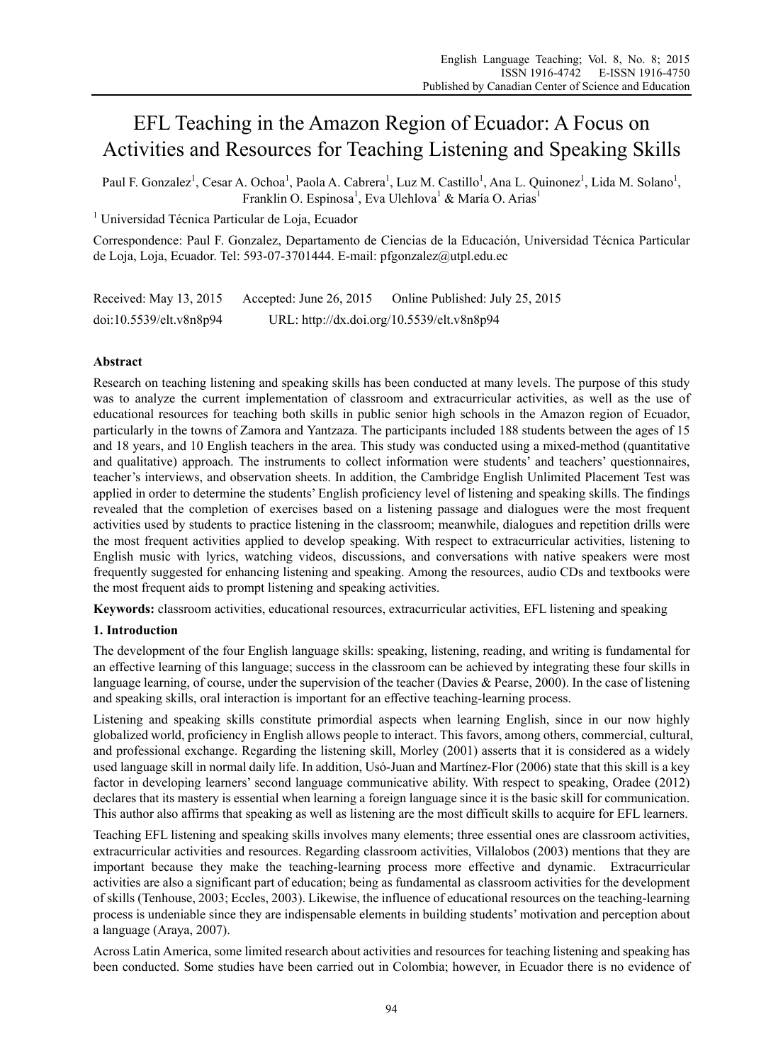# EFL Teaching in the Amazon Region of Ecuador: A Focus on Activities and Resources for Teaching Listening and Speaking Skills

Paul F. Gonzalez[1], Cesar A. Ochoa[1], Paola A. Cabrera[1], Luz M. Castillo[1], Ana L. Quinonez[1], Lida M. Solano[1], Franklin O. Espinosa[1], Eva Ulehlova[1] & María O. Arias[1]

[1] Universidad Técnica Particular de Loja, Ecuador

Correspondence: Paul F. Gonzalez, Departamento de Ciencias de la Educación, Universidad Técnica Particular de Loja, Loja, Ecuador. Tel: 593-07-3701444. E-mail: pfgonzalez@utpl.edu.ec

Received: May 13, 2015    Accepted: June 26, 2015    Online Published: July 25, 2015

doi:10.5539/elt.v8n8p94    URL: http://dx.doi.org/10.5539/elt.v8n8p94

## Abstract

Research on teaching listening and speaking skills has been conducted at many levels. The purpose of this study was to analyze the current implementation of classroom and extracurricular activities, as well as the use of educational resources for teaching both skills in public senior high schools in the Amazon region of Ecuador, particularly in the towns of Zamora and Yantzaza. The participants included 188 students between the ages of 15 and 18 years, and 10 English teachers in the area. This study was conducted using a mixed-method (quantitative and qualitative) approach. The instruments to collect information were students' and teachers' questionnaires, teacher's interviews, and observation sheets. In addition, the Cambridge English Unlimited Placement Test was applied in order to determine the students' English proficiency level of listening and speaking skills. The findings revealed that the completion of exercises based on a listening passage and dialogues were the most frequent activities used by students to practice listening in the classroom; meanwhile, dialogues and repetition drills were the most frequent activities applied to develop speaking. With respect to extracurricular activities, listening to English music with lyrics, watching videos, discussions, and conversations with native speakers were most frequently suggested for enhancing listening and speaking. Among the resources, audio CDs and textbooks were the most frequent aids to prompt listening and speaking activities.

**Keywords:** classroom activities, educational resources, extracurricular activities, EFL listening and speaking

## 1. Introduction

The development of the four English language skills: speaking, listening, reading, and writing is fundamental for an effective learning of this language; success in the classroom can be achieved by integrating these four skills in language learning, of course, under the supervision of the teacher (Davies & Pearse, 2000). In the case of listening and speaking skills, oral interaction is important for an effective teaching-learning process.

Listening and speaking skills constitute primordial aspects when learning English, since in our now highly globalized world, proficiency in English allows people to interact. This favors, among others, commercial, cultural, and professional exchange. Regarding the listening skill, Morley (2001) asserts that it is considered as a widely used language skill in normal daily life. In addition, Usó-Juan and Martínez-Flor (2006) state that this skill is a key factor in developing learners' second language communicative ability. With respect to speaking, Oradee (2012) declares that its mastery is essential when learning a foreign language since it is the basic skill for communication. This author also affirms that speaking as well as listening are the most difficult skills to acquire for EFL learners.

Teaching EFL listening and speaking skills involves many elements; three essential ones are classroom activities, extracurricular activities and resources. Regarding classroom activities, Villalobos (2003) mentions that they are important because they make the teaching-learning process more effective and dynamic. Extracurricular activities are also a significant part of education; being as fundamental as classroom activities for the development of skills (Tenhouse, 2003; Eccles, 2003). Likewise, the influence of educational resources on the teaching-learning process is undeniable since they are indispensable elements in building students' motivation and perception about a language (Araya, 2007).

Across Latin America, some limited research about activities and resources for teaching listening and speaking has been conducted. Some studies have been carried out in Colombia; however, in Ecuador there is no evidence of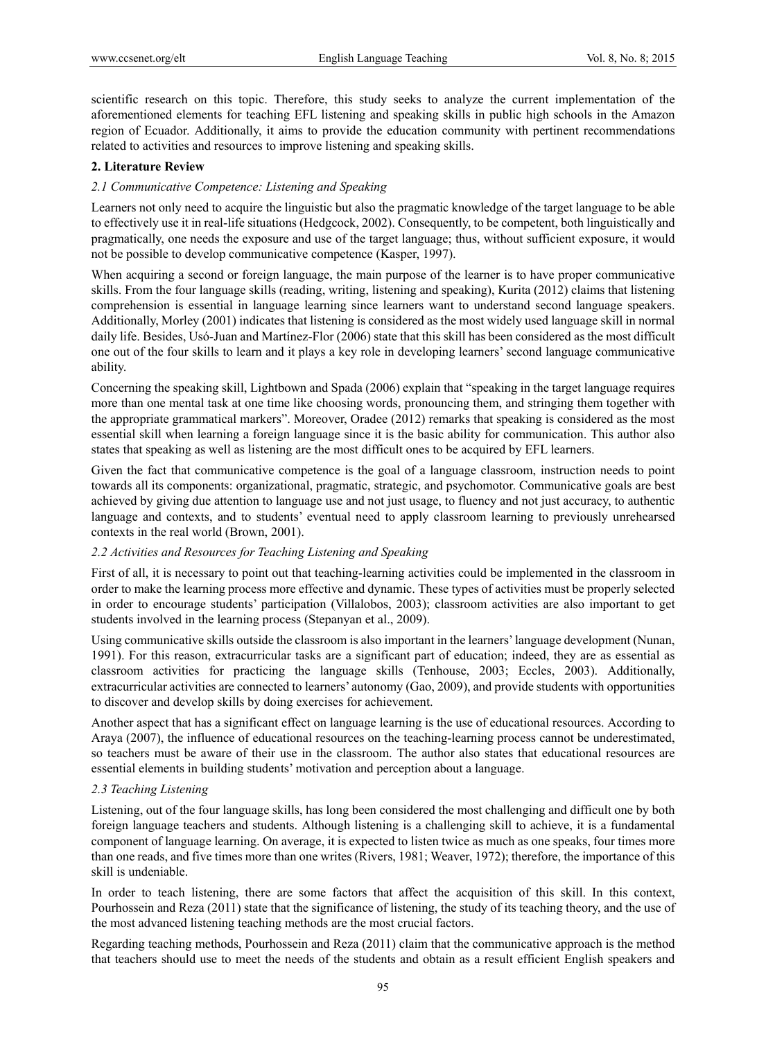scientific research on this topic. Therefore, this study seeks to analyze the current implementation of the aforementioned elements for teaching EFL listening and speaking skills in public high schools in the Amazon region of Ecuador. Additionally, it aims to provide the education community with pertinent recommendations related to activities and resources to improve listening and speaking skills.

## 2. Literature Review

### *2.1 Communicative Competence: Listening and Speaking*

Learners not only need to acquire the linguistic but also the pragmatic knowledge of the target language to be able to effectively use it in real-life situations (Hedgcock, 2002). Consequently, to be competent, both linguistically and pragmatically, one needs the exposure and use of the target language; thus, without sufficient exposure, it would not be possible to develop communicative competence (Kasper, 1997).

When acquiring a second or foreign language, the main purpose of the learner is to have proper communicative skills. From the four language skills (reading, writing, listening and speaking), Kurita (2012) claims that listening comprehension is essential in language learning since learners want to understand second language speakers. Additionally, Morley (2001) indicates that listening is considered as the most widely used language skill in normal daily life. Besides, Usó-Juan and Martínez-Flor (2006) state that this skill has been considered as the most difficult one out of the four skills to learn and it plays a key role in developing learners' second language communicative ability.

Concerning the speaking skill, Lightbown and Spada (2006) explain that "speaking in the target language requires more than one mental task at one time like choosing words, pronouncing them, and stringing them together with the appropriate grammatical markers". Moreover, Oradee (2012) remarks that speaking is considered as the most essential skill when learning a foreign language since it is the basic ability for communication. This author also states that speaking as well as listening are the most difficult ones to be acquired by EFL learners.

Given the fact that communicative competence is the goal of a language classroom, instruction needs to point towards all its components: organizational, pragmatic, strategic, and psychomotor. Communicative goals are best achieved by giving due attention to language use and not just usage, to fluency and not just accuracy, to authentic language and contexts, and to students' eventual need to apply classroom learning to previously unrehearsed contexts in the real world (Brown, 2001).

### *2.2 Activities and Resources for Teaching Listening and Speaking*

First of all, it is necessary to point out that teaching-learning activities could be implemented in the classroom in order to make the learning process more effective and dynamic. These types of activities must be properly selected in order to encourage students' participation (Villalobos, 2003); classroom activities are also important to get students involved in the learning process (Stepanyan et al., 2009).

Using communicative skills outside the classroom is also important in the learners' language development (Nunan, 1991). For this reason, extracurricular tasks are a significant part of education; indeed, they are as essential as classroom activities for practicing the language skills (Tenhouse, 2003; Eccles, 2003). Additionally, extracurricular activities are connected to learners' autonomy (Gao, 2009), and provide students with opportunities to discover and develop skills by doing exercises for achievement.

Another aspect that has a significant effect on language learning is the use of educational resources. According to Araya (2007), the influence of educational resources on the teaching-learning process cannot be underestimated, so teachers must be aware of their use in the classroom. The author also states that educational resources are essential elements in building students' motivation and perception about a language.

### *2.3 Teaching Listening*

Listening, out of the four language skills, has long been considered the most challenging and difficult one by both foreign language teachers and students. Although listening is a challenging skill to achieve, it is a fundamental component of language learning. On average, it is expected to listen twice as much as one speaks, four times more than one reads, and five times more than one writes (Rivers, 1981; Weaver, 1972); therefore, the importance of this skill is undeniable.

In order to teach listening, there are some factors that affect the acquisition of this skill. In this context, Pourhossein and Reza (2011) state that the significance of listening, the study of its teaching theory, and the use of the most advanced listening teaching methods are the most crucial factors.

Regarding teaching methods, Pourhossein and Reza (2011) claim that the communicative approach is the method that teachers should use to meet the needs of the students and obtain as a result efficient English speakers and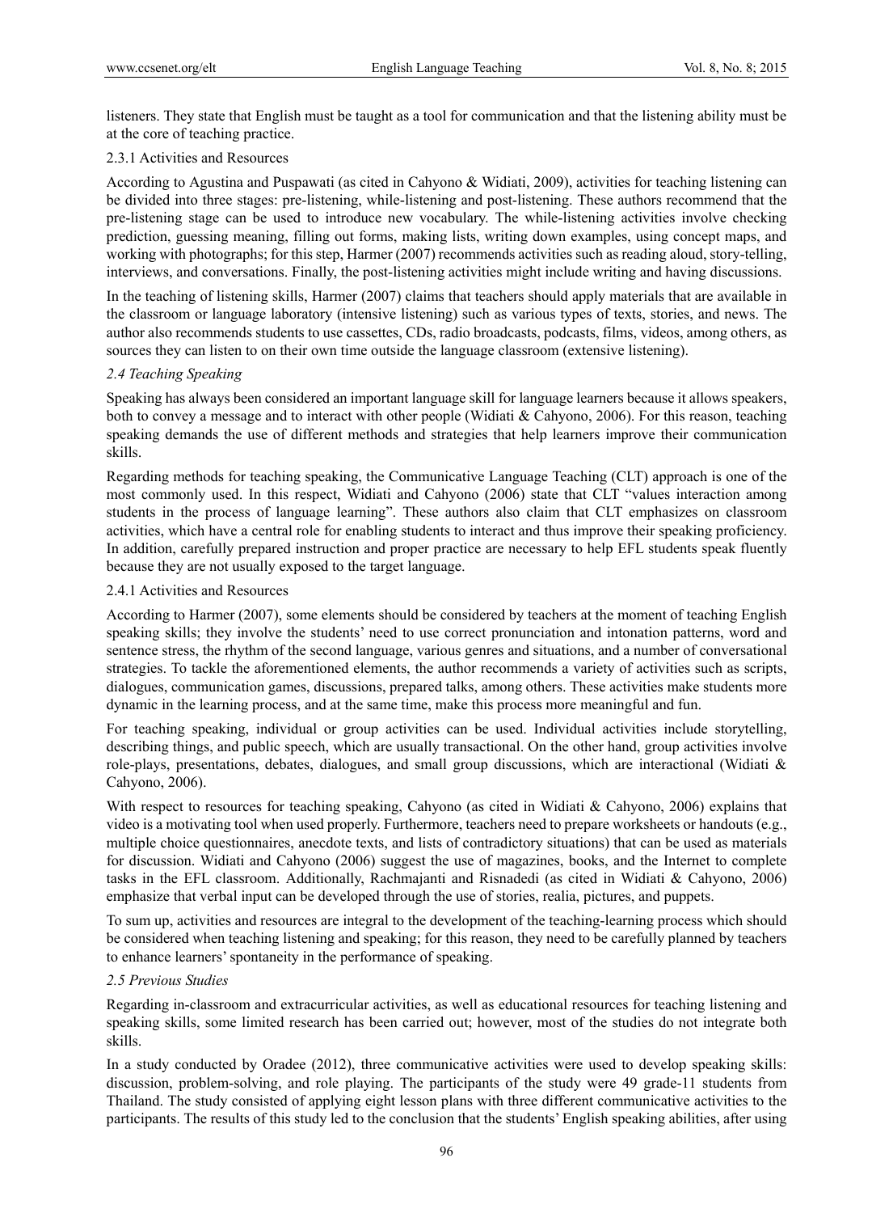listeners. They state that English must be taught as a tool for communication and that the listening ability must be at the core of teaching practice.

#### 2.3.1 Activities and Resources

According to Agustina and Puspawati (as cited in Cahyono & Widiati, 2009), activities for teaching listening can be divided into three stages: pre-listening, while-listening and post-listening. These authors recommend that the pre-listening stage can be used to introduce new vocabulary. The while-listening activities involve checking prediction, guessing meaning, filling out forms, making lists, writing down examples, using concept maps, and working with photographs; for this step, Harmer (2007) recommends activities such as reading aloud, story-telling, interviews, and conversations. Finally, the post-listening activities might include writing and having discussions.

In the teaching of listening skills, Harmer (2007) claims that teachers should apply materials that are available in the classroom or language laboratory (intensive listening) such as various types of texts, stories, and news. The author also recommends students to use cassettes, CDs, radio broadcasts, podcasts, films, videos, among others, as sources they can listen to on their own time outside the language classroom (extensive listening).

### *2.4 Teaching Speaking*

Speaking has always been considered an important language skill for language learners because it allows speakers, both to convey a message and to interact with other people (Widiati & Cahyono, 2006). For this reason, teaching speaking demands the use of different methods and strategies that help learners improve their communication skills.

Regarding methods for teaching speaking, the Communicative Language Teaching (CLT) approach is one of the most commonly used. In this respect, Widiati and Cahyono (2006) state that CLT "values interaction among students in the process of language learning". These authors also claim that CLT emphasizes on classroom activities, which have a central role for enabling students to interact and thus improve their speaking proficiency. In addition, carefully prepared instruction and proper practice are necessary to help EFL students speak fluently because they are not usually exposed to the target language.

#### 2.4.1 Activities and Resources

According to Harmer (2007), some elements should be considered by teachers at the moment of teaching English speaking skills; they involve the students' need to use correct pronunciation and intonation patterns, word and sentence stress, the rhythm of the second language, various genres and situations, and a number of conversational strategies. To tackle the aforementioned elements, the author recommends a variety of activities such as scripts, dialogues, communication games, discussions, prepared talks, among others. These activities make students more dynamic in the learning process, and at the same time, make this process more meaningful and fun.

For teaching speaking, individual or group activities can be used. Individual activities include storytelling, describing things, and public speech, which are usually transactional. On the other hand, group activities involve role-plays, presentations, debates, dialogues, and small group discussions, which are interactional (Widiati & Cahyono, 2006).

With respect to resources for teaching speaking, Cahyono (as cited in Widiati & Cahyono, 2006) explains that video is a motivating tool when used properly. Furthermore, teachers need to prepare worksheets or handouts (e.g., multiple choice questionnaires, anecdote texts, and lists of contradictory situations) that can be used as materials for discussion. Widiati and Cahyono (2006) suggest the use of magazines, books, and the Internet to complete tasks in the EFL classroom. Additionally, Rachmajanti and Risnadedi (as cited in Widiati & Cahyono, 2006) emphasize that verbal input can be developed through the use of stories, realia, pictures, and puppets.

To sum up, activities and resources are integral to the development of the teaching-learning process which should be considered when teaching listening and speaking; for this reason, they need to be carefully planned by teachers to enhance learners' spontaneity in the performance of speaking.

### *2.5 Previous Studies*

Regarding in-classroom and extracurricular activities, as well as educational resources for teaching listening and speaking skills, some limited research has been carried out; however, most of the studies do not integrate both skills.

In a study conducted by Oradee (2012), three communicative activities were used to develop speaking skills: discussion, problem-solving, and role playing. The participants of the study were 49 grade-11 students from Thailand. The study consisted of applying eight lesson plans with three different communicative activities to the participants. The results of this study led to the conclusion that the students' English speaking abilities, after using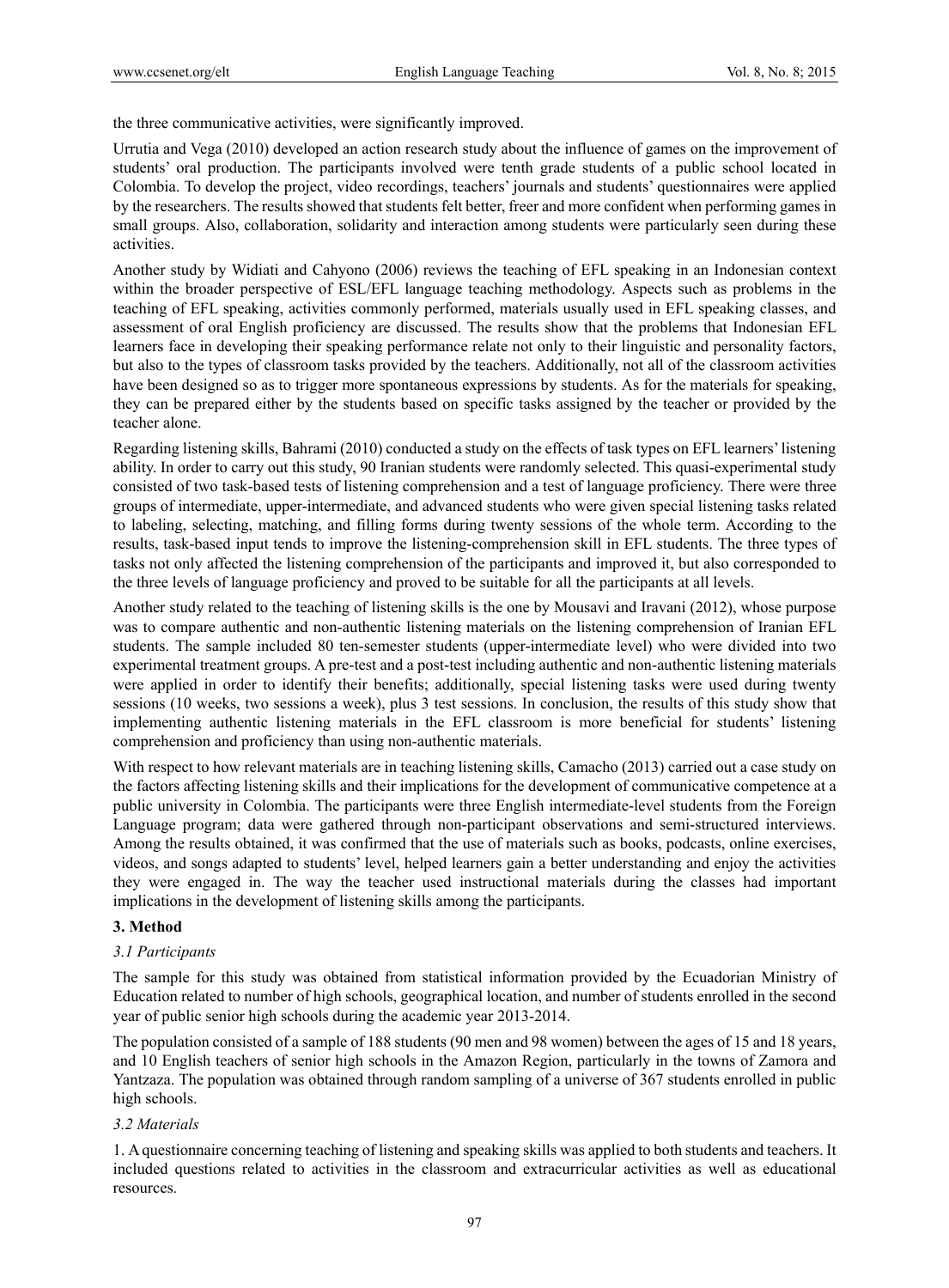the three communicative activities, were significantly improved.

Urrutia and Vega (2010) developed an action research study about the influence of games on the improvement of students' oral production. The participants involved were tenth grade students of a public school located in Colombia. To develop the project, video recordings, teachers' journals and students' questionnaires were applied by the researchers. The results showed that students felt better, freer and more confident when performing games in small groups. Also, collaboration, solidarity and interaction among students were particularly seen during these activities.

Another study by Widiati and Cahyono (2006) reviews the teaching of EFL speaking in an Indonesian context within the broader perspective of ESL/EFL language teaching methodology. Aspects such as problems in the teaching of EFL speaking, activities commonly performed, materials usually used in EFL speaking classes, and assessment of oral English proficiency are discussed. The results show that the problems that Indonesian EFL learners face in developing their speaking performance relate not only to their linguistic and personality factors, but also to the types of classroom tasks provided by the teachers. Additionally, not all of the classroom activities have been designed so as to trigger more spontaneous expressions by students. As for the materials for speaking, they can be prepared either by the students based on specific tasks assigned by the teacher or provided by the teacher alone.

Regarding listening skills, Bahrami (2010) conducted a study on the effects of task types on EFL learners' listening ability. In order to carry out this study, 90 Iranian students were randomly selected. This quasi-experimental study consisted of two task-based tests of listening comprehension and a test of language proficiency. There were three groups of intermediate, upper-intermediate, and advanced students who were given special listening tasks related to labeling, selecting, matching, and filling forms during twenty sessions of the whole term. According to the results, task-based input tends to improve the listening-comprehension skill in EFL students. The three types of tasks not only affected the listening comprehension of the participants and improved it, but also corresponded to the three levels of language proficiency and proved to be suitable for all the participants at all levels.

Another study related to the teaching of listening skills is the one by Mousavi and Iravani (2012), whose purpose was to compare authentic and non-authentic listening materials on the listening comprehension of Iranian EFL students. The sample included 80 ten-semester students (upper-intermediate level) who were divided into two experimental treatment groups. A pre-test and a post-test including authentic and non-authentic listening materials were applied in order to identify their benefits; additionally, special listening tasks were used during twenty sessions (10 weeks, two sessions a week), plus 3 test sessions. In conclusion, the results of this study show that implementing authentic listening materials in the EFL classroom is more beneficial for students' listening comprehension and proficiency than using non-authentic materials.

With respect to how relevant materials are in teaching listening skills, Camacho (2013) carried out a case study on the factors affecting listening skills and their implications for the development of communicative competence at a public university in Colombia. The participants were three English intermediate-level students from the Foreign Language program; data were gathered through non-participant observations and semi-structured interviews. Among the results obtained, it was confirmed that the use of materials such as books, podcasts, online exercises, videos, and songs adapted to students' level, helped learners gain a better understanding and enjoy the activities they were engaged in. The way the teacher used instructional materials during the classes had important implications in the development of listening skills among the participants.

## 3. Method

### *3.1 Participants*

The sample for this study was obtained from statistical information provided by the Ecuadorian Ministry of Education related to number of high schools, geographical location, and number of students enrolled in the second year of public senior high schools during the academic year 2013-2014.

The population consisted of a sample of 188 students (90 men and 98 women) between the ages of 15 and 18 years, and 10 English teachers of senior high schools in the Amazon Region, particularly in the towns of Zamora and Yantzaza. The population was obtained through random sampling of a universe of 367 students enrolled in public high schools.

### *3.2 Materials*

1. A questionnaire concerning teaching of listening and speaking skills was applied to both students and teachers. It included questions related to activities in the classroom and extracurricular activities as well as educational resources.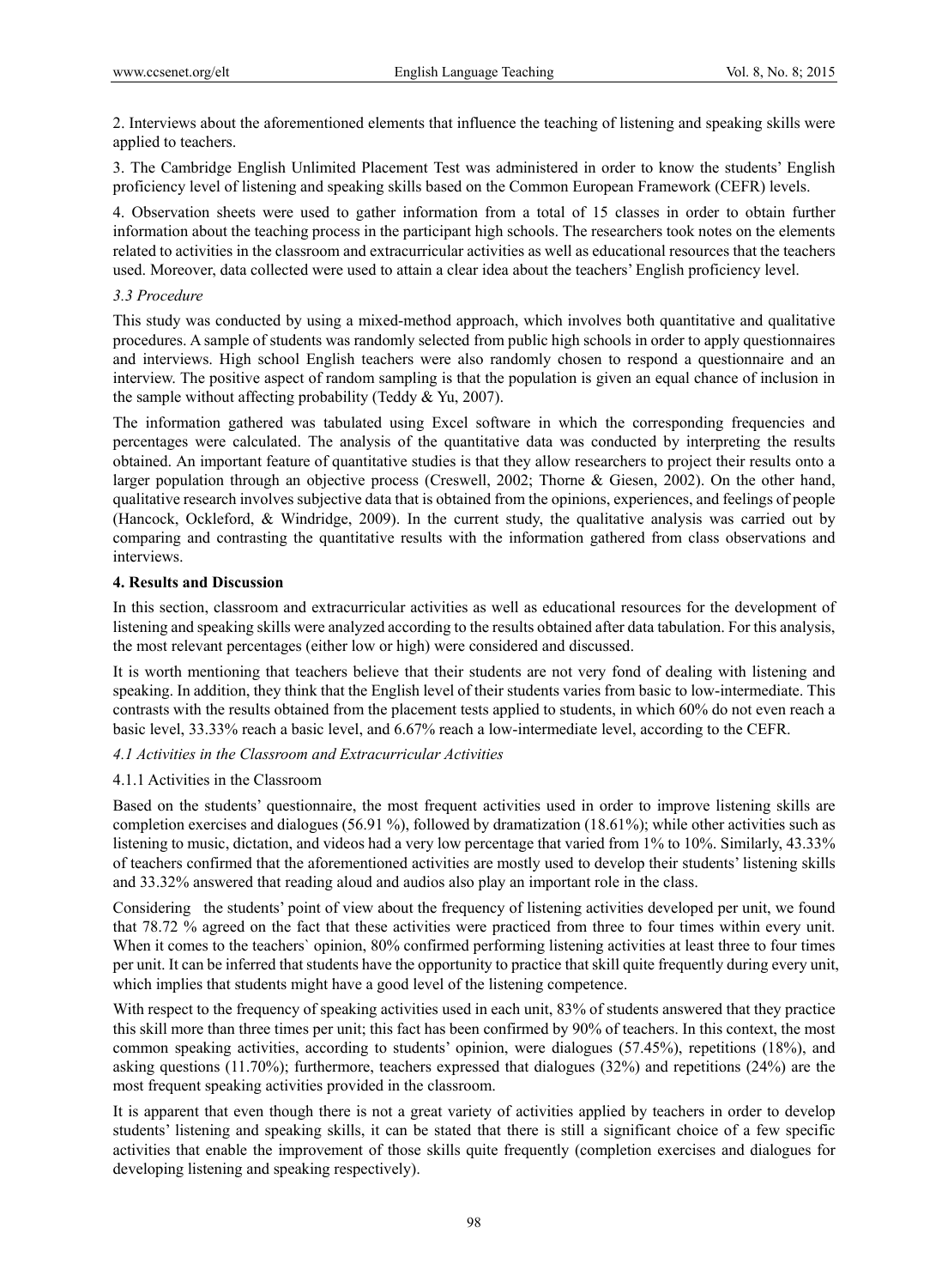2. Interviews about the aforementioned elements that influence the teaching of listening and speaking skills were applied to teachers.

3. The Cambridge English Unlimited Placement Test was administered in order to know the students' English proficiency level of listening and speaking skills based on the Common European Framework (CEFR) levels.

4. Observation sheets were used to gather information from a total of 15 classes in order to obtain further information about the teaching process in the participant high schools. The researchers took notes on the elements related to activities in the classroom and extracurricular activities as well as educational resources that the teachers used. Moreover, data collected were used to attain a clear idea about the teachers' English proficiency level.

### *3.3 Procedure*

This study was conducted by using a mixed-method approach, which involves both quantitative and qualitative procedures. A sample of students was randomly selected from public high schools in order to apply questionnaires and interviews. High school English teachers were also randomly chosen to respond a questionnaire and an interview. The positive aspect of random sampling is that the population is given an equal chance of inclusion in the sample without affecting probability (Teddy & Yu, 2007).

The information gathered was tabulated using Excel software in which the corresponding frequencies and percentages were calculated. The analysis of the quantitative data was conducted by interpreting the results obtained. An important feature of quantitative studies is that they allow researchers to project their results onto a larger population through an objective process (Creswell, 2002; Thorne & Giesen, 2002). On the other hand, qualitative research involves subjective data that is obtained from the opinions, experiences, and feelings of people (Hancock, Ockleford, & Windridge, 2009). In the current study, the qualitative analysis was carried out by comparing and contrasting the quantitative results with the information gathered from class observations and interviews.

## **4. Results and Discussion**

In this section, classroom and extracurricular activities as well as educational resources for the development of listening and speaking skills were analyzed according to the results obtained after data tabulation. For this analysis, the most relevant percentages (either low or high) were considered and discussed.

It is worth mentioning that teachers believe that their students are not very fond of dealing with listening and speaking. In addition, they think that the English level of their students varies from basic to low-intermediate. This contrasts with the results obtained from the placement tests applied to students, in which 60% do not even reach a basic level, 33.33% reach a basic level, and 6.67% reach a low-intermediate level, according to the CEFR.

### *4.1 Activities in the Classroom and Extracurricular Activities*

#### 4.1.1 Activities in the Classroom

Based on the students' questionnaire, the most frequent activities used in order to improve listening skills are completion exercises and dialogues (56.91 %), followed by dramatization (18.61%); while other activities such as listening to music, dictation, and videos had a very low percentage that varied from 1% to 10%. Similarly, 43.33% of teachers confirmed that the aforementioned activities are mostly used to develop their students' listening skills and 33.32% answered that reading aloud and audios also play an important role in the class.

Considering the students' point of view about the frequency of listening activities developed per unit, we found that 78.72 % agreed on the fact that these activities were practiced from three to four times within every unit. When it comes to the teachers` opinion, 80% confirmed performing listening activities at least three to four times per unit. It can be inferred that students have the opportunity to practice that skill quite frequently during every unit, which implies that students might have a good level of the listening competence.

With respect to the frequency of speaking activities used in each unit, 83% of students answered that they practice this skill more than three times per unit; this fact has been confirmed by 90% of teachers. In this context, the most common speaking activities, according to students' opinion, were dialogues (57.45%), repetitions (18%), and asking questions (11.70%); furthermore, teachers expressed that dialogues (32%) and repetitions (24%) are the most frequent speaking activities provided in the classroom.

It is apparent that even though there is not a great variety of activities applied by teachers in order to develop students' listening and speaking skills, it can be stated that there is still a significant choice of a few specific activities that enable the improvement of those skills quite frequently (completion exercises and dialogues for developing listening and speaking respectively).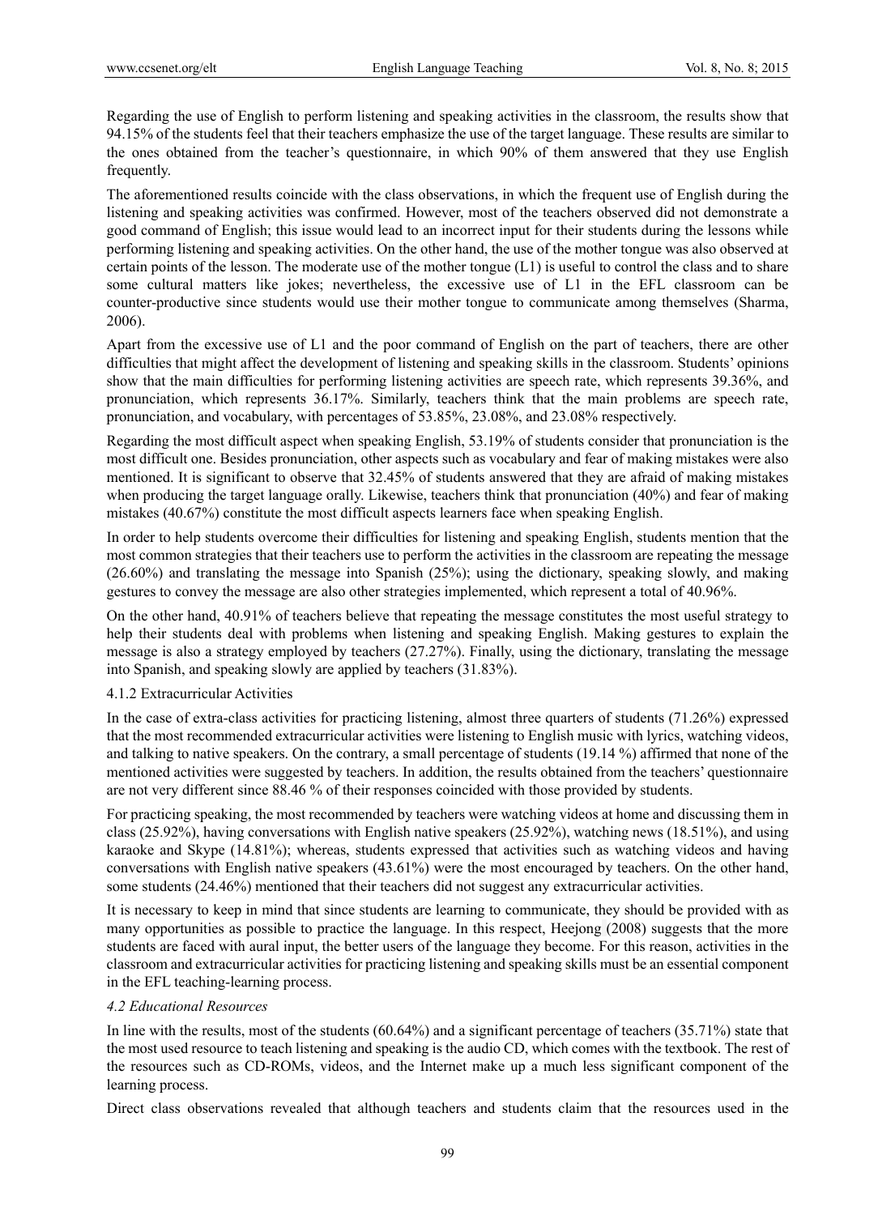Regarding the use of English to perform listening and speaking activities in the classroom, the results show that 94.15% of the students feel that their teachers emphasize the use of the target language. These results are similar to the ones obtained from the teacher's questionnaire, in which 90% of them answered that they use English frequently.

The aforementioned results coincide with the class observations, in which the frequent use of English during the listening and speaking activities was confirmed. However, most of the teachers observed did not demonstrate a good command of English; this issue would lead to an incorrect input for their students during the lessons while performing listening and speaking activities. On the other hand, the use of the mother tongue was also observed at certain points of the lesson. The moderate use of the mother tongue (L1) is useful to control the class and to share some cultural matters like jokes; nevertheless, the excessive use of L1 in the EFL classroom can be counter-productive since students would use their mother tongue to communicate among themselves (Sharma, 2006).

Apart from the excessive use of L1 and the poor command of English on the part of teachers, there are other difficulties that might affect the development of listening and speaking skills in the classroom. Students' opinions show that the main difficulties for performing listening activities are speech rate, which represents 39.36%, and pronunciation, which represents 36.17%. Similarly, teachers think that the main problems are speech rate, pronunciation, and vocabulary, with percentages of 53.85%, 23.08%, and 23.08% respectively.

Regarding the most difficult aspect when speaking English, 53.19% of students consider that pronunciation is the most difficult one. Besides pronunciation, other aspects such as vocabulary and fear of making mistakes were also mentioned. It is significant to observe that 32.45% of students answered that they are afraid of making mistakes when producing the target language orally. Likewise, teachers think that pronunciation (40%) and fear of making mistakes (40.67%) constitute the most difficult aspects learners face when speaking English.

In order to help students overcome their difficulties for listening and speaking English, students mention that the most common strategies that their teachers use to perform the activities in the classroom are repeating the message (26.60%) and translating the message into Spanish (25%); using the dictionary, speaking slowly, and making gestures to convey the message are also other strategies implemented, which represent a total of 40.96%.

On the other hand, 40.91% of teachers believe that repeating the message constitutes the most useful strategy to help their students deal with problems when listening and speaking English. Making gestures to explain the message is also a strategy employed by teachers (27.27%). Finally, using the dictionary, translating the message into Spanish, and speaking slowly are applied by teachers (31.83%).

#### 4.1.2 Extracurricular Activities

In the case of extra-class activities for practicing listening, almost three quarters of students (71.26%) expressed that the most recommended extracurricular activities were listening to English music with lyrics, watching videos, and talking to native speakers. On the contrary, a small percentage of students (19.14 %) affirmed that none of the mentioned activities were suggested by teachers. In addition, the results obtained from the teachers' questionnaire are not very different since 88.46 % of their responses coincided with those provided by students.

For practicing speaking, the most recommended by teachers were watching videos at home and discussing them in class (25.92%), having conversations with English native speakers (25.92%), watching news (18.51%), and using karaoke and Skype (14.81%); whereas, students expressed that activities such as watching videos and having conversations with English native speakers (43.61%) were the most encouraged by teachers. On the other hand, some students (24.46%) mentioned that their teachers did not suggest any extracurricular activities.

It is necessary to keep in mind that since students are learning to communicate, they should be provided with as many opportunities as possible to practice the language. In this respect, Heejong (2008) suggests that the more students are faced with aural input, the better users of the language they become. For this reason, activities in the classroom and extracurricular activities for practicing listening and speaking skills must be an essential component in the EFL teaching-learning process.

### *4.2 Educational Resources*

In line with the results, most of the students (60.64%) and a significant percentage of teachers (35.71%) state that the most used resource to teach listening and speaking is the audio CD, which comes with the textbook. The rest of the resources such as CD-ROMs, videos, and the Internet make up a much less significant component of the learning process.

Direct class observations revealed that although teachers and students claim that the resources used in the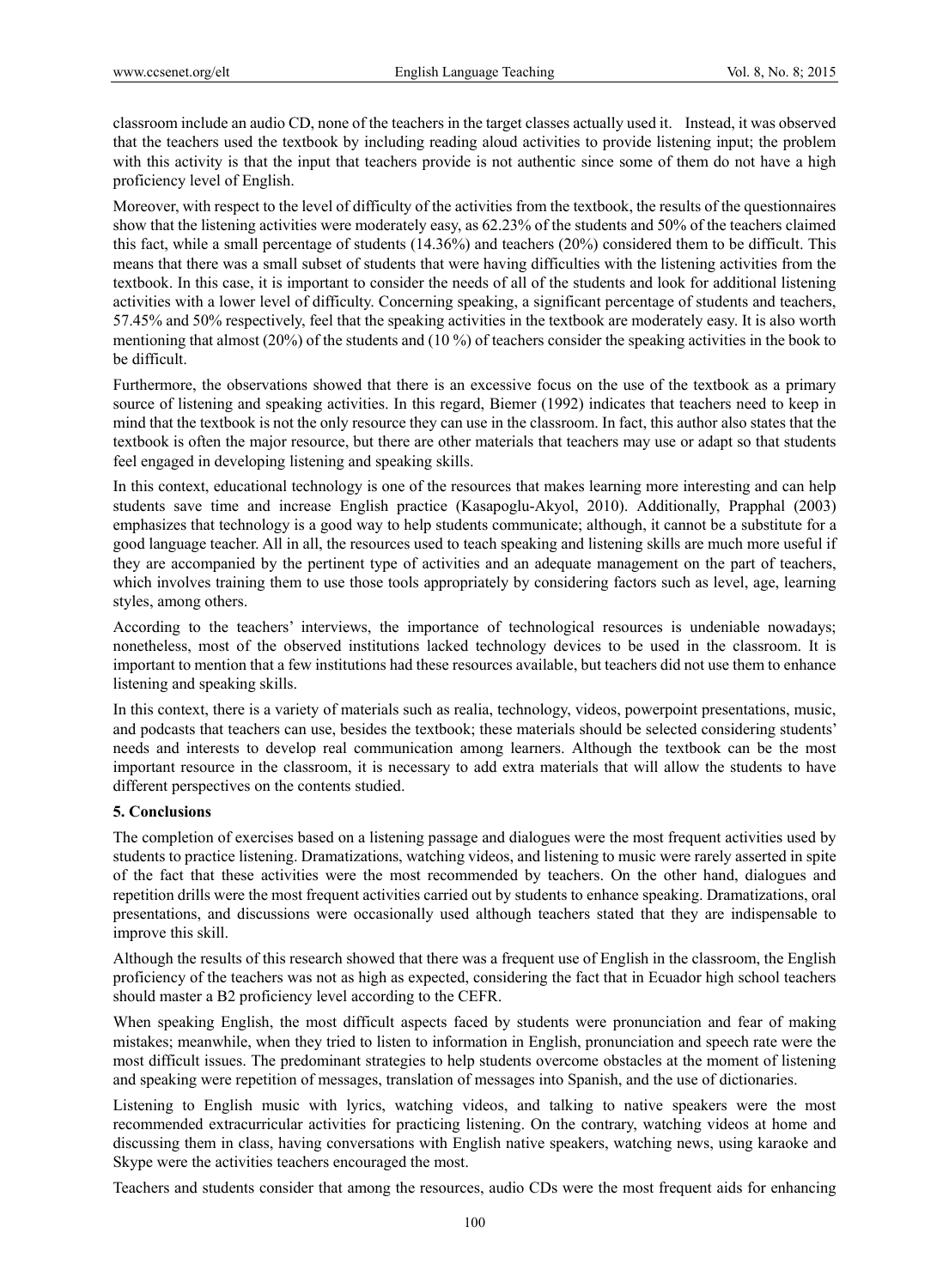classroom include an audio CD, none of the teachers in the target classes actually used it. Instead, it was observed that the teachers used the textbook by including reading aloud activities to provide listening input; the problem with this activity is that the input that teachers provide is not authentic since some of them do not have a high proficiency level of English.

Moreover, with respect to the level of difficulty of the activities from the textbook, the results of the questionnaires show that the listening activities were moderately easy, as 62.23% of the students and 50% of the teachers claimed this fact, while a small percentage of students (14.36%) and teachers (20%) considered them to be difficult. This means that there was a small subset of students that were having difficulties with the listening activities from the textbook. In this case, it is important to consider the needs of all of the students and look for additional listening activities with a lower level of difficulty. Concerning speaking, a significant percentage of students and teachers, 57.45% and 50% respectively, feel that the speaking activities in the textbook are moderately easy. It is also worth mentioning that almost (20%) of the students and (10 %) of teachers consider the speaking activities in the book to be difficult.

Furthermore, the observations showed that there is an excessive focus on the use of the textbook as a primary source of listening and speaking activities. In this regard, Biemer (1992) indicates that teachers need to keep in mind that the textbook is not the only resource they can use in the classroom. In fact, this author also states that the textbook is often the major resource, but there are other materials that teachers may use or adapt so that students feel engaged in developing listening and speaking skills.

In this context, educational technology is one of the resources that makes learning more interesting and can help students save time and increase English practice (Kasapoglu-Akyol, 2010). Additionally, Prapphal (2003) emphasizes that technology is a good way to help students communicate; although, it cannot be a substitute for a good language teacher. All in all, the resources used to teach speaking and listening skills are much more useful if they are accompanied by the pertinent type of activities and an adequate management on the part of teachers, which involves training them to use those tools appropriately by considering factors such as level, age, learning styles, among others.

According to the teachers' interviews, the importance of technological resources is undeniable nowadays; nonetheless, most of the observed institutions lacked technology devices to be used in the classroom. It is important to mention that a few institutions had these resources available, but teachers did not use them to enhance listening and speaking skills.

In this context, there is a variety of materials such as realia, technology, videos, powerpoint presentations, music, and podcasts that teachers can use, besides the textbook; these materials should be selected considering students' needs and interests to develop real communication among learners. Although the textbook can be the most important resource in the classroom, it is necessary to add extra materials that will allow the students to have different perspectives on the contents studied.

## 5. Conclusions

The completion of exercises based on a listening passage and dialogues were the most frequent activities used by students to practice listening. Dramatizations, watching videos, and listening to music were rarely asserted in spite of the fact that these activities were the most recommended by teachers. On the other hand, dialogues and repetition drills were the most frequent activities carried out by students to enhance speaking. Dramatizations, oral presentations, and discussions were occasionally used although teachers stated that they are indispensable to improve this skill.

Although the results of this research showed that there was a frequent use of English in the classroom, the English proficiency of the teachers was not as high as expected, considering the fact that in Ecuador high school teachers should master a B2 proficiency level according to the CEFR.

When speaking English, the most difficult aspects faced by students were pronunciation and fear of making mistakes; meanwhile, when they tried to listen to information in English, pronunciation and speech rate were the most difficult issues. The predominant strategies to help students overcome obstacles at the moment of listening and speaking were repetition of messages, translation of messages into Spanish, and the use of dictionaries.

Listening to English music with lyrics, watching videos, and talking to native speakers were the most recommended extracurricular activities for practicing listening. On the contrary, watching videos at home and discussing them in class, having conversations with English native speakers, watching news, using karaoke and Skype were the activities teachers encouraged the most.

Teachers and students consider that among the resources, audio CDs were the most frequent aids for enhancing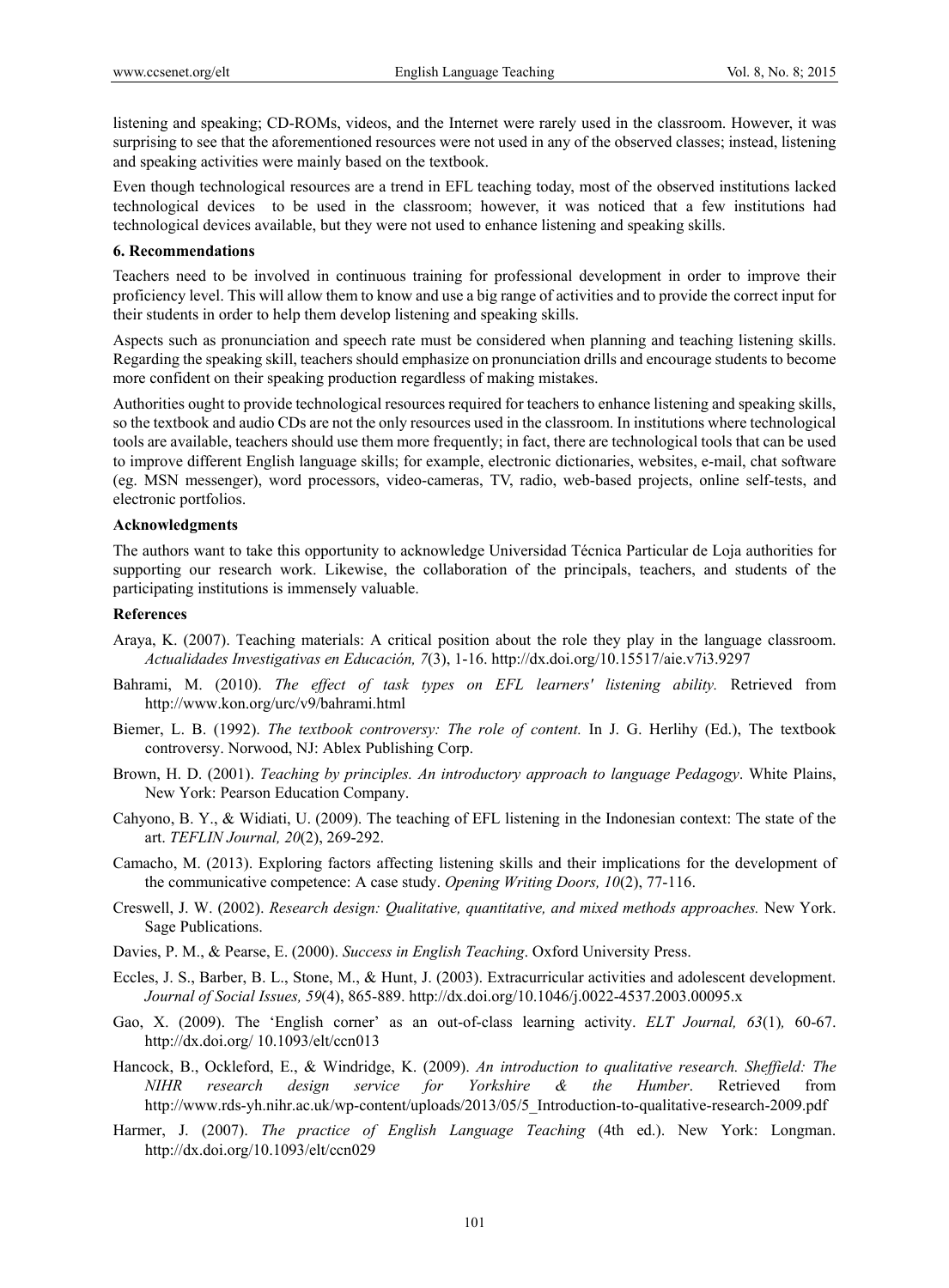listening and speaking; CD-ROMs, videos, and the Internet were rarely used in the classroom. However, it was surprising to see that the aforementioned resources were not used in any of the observed classes; instead, listening and speaking activities were mainly based on the textbook.

Even though technological resources are a trend in EFL teaching today, most of the observed institutions lacked technological devices to be used in the classroom; however, it was noticed that a few institutions had technological devices available, but they were not used to enhance listening and speaking skills.

## 6. Recommendations

Teachers need to be involved in continuous training for professional development in order to improve their proficiency level. This will allow them to know and use a big range of activities and to provide the correct input for their students in order to help them develop listening and speaking skills.

Aspects such as pronunciation and speech rate must be considered when planning and teaching listening skills. Regarding the speaking skill, teachers should emphasize on pronunciation drills and encourage students to become more confident on their speaking production regardless of making mistakes.

Authorities ought to provide technological resources required for teachers to enhance listening and speaking skills, so the textbook and audio CDs are not the only resources used in the classroom. In institutions where technological tools are available, teachers should use them more frequently; in fact, there are technological tools that can be used to improve different English language skills; for example, electronic dictionaries, websites, e-mail, chat software (eg. MSN messenger), word processors, video-cameras, TV, radio, web-based projects, online self-tests, and electronic portfolios.

## Acknowledgments

The authors want to take this opportunity to acknowledge Universidad Técnica Particular de Loja authorities for supporting our research work. Likewise, the collaboration of the principals, teachers, and students of the participating institutions is immensely valuable.

## References

Araya, K. (2007). Teaching materials: A critical position about the role they play in the language classroom. *Actualidades Investigativas en Educación, 7*(3), 1-16. http://dx.doi.org/10.15517/aie.v7i3.9297

Bahrami, M. (2010). *The effect of task types on EFL learners' listening ability.* Retrieved from http://www.kon.org/urc/v9/bahrami.html

Biemer, L. B. (1992). *The textbook controversy: The role of content.* In J. G. Herlihy (Ed.), The textbook controversy. Norwood, NJ: Ablex Publishing Corp.

Brown, H. D. (2001). *Teaching by principles. An introductory approach to language Pedagogy*. White Plains, New York: Pearson Education Company.

Cahyono, B. Y., & Widiati, U. (2009). The teaching of EFL listening in the Indonesian context: The state of the art. *TEFLIN Journal, 20*(2), 269-292.

Camacho, M. (2013). Exploring factors affecting listening skills and their implications for the development of the communicative competence: A case study. *Opening Writing Doors, 10*(2), 77-116.

Creswell, J. W. (2002). *Research design: Qualitative, quantitative, and mixed methods approaches.* New York. Sage Publications.

Davies, P. M., & Pearse, E. (2000). *Success in English Teaching*. Oxford University Press.

Eccles, J. S., Barber, B. L., Stone, M., & Hunt, J. (2003). Extracurricular activities and adolescent development. *Journal of Social Issues, 59*(4), 865-889. http://dx.doi.org/10.1046/j.0022-4537.2003.00095.x

Gao, X. (2009). The 'English corner' as an out-of-class learning activity. *ELT Journal, 63*(1)*,* 60-67. http://dx.doi.org/ 10.1093/elt/ccn013

Hancock, B., Ockleford, E., & Windridge, K. (2009). *An introduction to qualitative research. Sheffield: The NIHR research design service for Yorkshire & the Humber*. Retrieved from http://www.rds-yh.nihr.ac.uk/wp-content/uploads/2013/05/5_Introduction-to-qualitative-research-2009.pdf

Harmer, J. (2007). *The practice of English Language Teaching* (4th ed.). New York: Longman. http://dx.doi.org/10.1093/elt/ccn029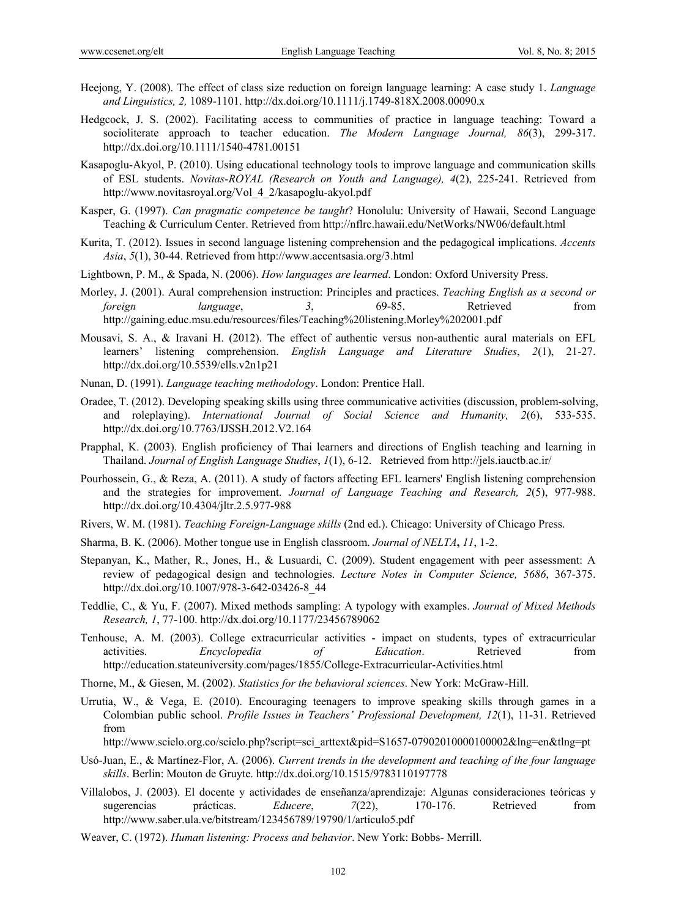Heejong, Y. (2008). The effect of class size reduction on foreign language learning: A case study 1. *Language and Linguistics, 2,* 1089-1101. http://dx.doi.org/10.1111/j.1749-818X.2008.00090.x

Hedgcock, J. S. (2002). Facilitating access to communities of practice in language teaching: Toward a socioliterate approach to teacher education. *The Modern Language Journal, 86*(3), 299-317. http://dx.doi.org/10.1111/1540-4781.00151

Kasapoglu-Akyol, P. (2010). Using educational technology tools to improve language and communication skills of ESL students. *Novitas-ROYAL (Research on Youth and Language), 4*(2), 225-241. Retrieved from http://www.novitasroyal.org/Vol_4_2/kasapoglu-akyol.pdf

Kasper, G. (1997). *Can pragmatic competence be taught*? Honolulu: University of Hawaii, Second Language Teaching & Curriculum Center. Retrieved from http://nflrc.hawaii.edu/NetWorks/NW06/default.html

Kurita, T. (2012). Issues in second language listening comprehension and the pedagogical implications. *Accents Asia*, *5*(1), 30-44. Retrieved from http://www.accentsasia.org/3.html

Lightbown, P. M., & Spada, N. (2006). *How languages are learned*. London: Oxford University Press.

Morley, J. (2001). Aural comprehension instruction: Principles and practices. *Teaching English as a second or foreign language*, *3*, 69-85. Retrieved from http://gaining.educ.msu.edu/resources/files/Teaching%20listening.Morley%202001.pdf

Mousavi, S. A., & Iravani H. (2012). The effect of authentic versus non-authentic aural materials on EFL learners' listening comprehension. *English Language and Literature Studies*, *2*(1), 21-27. http://dx.doi.org/10.5539/ells.v2n1p21

Nunan, D. (1991). *Language teaching methodology*. London: Prentice Hall.

Oradee, T. (2012). Developing speaking skills using three communicative activities (discussion, problem-solving, and roleplaying). *International Journal of Social Science and Humanity, 2*(6), 533-535. http://dx.doi.org/10.7763/IJSSH.2012.V2.164

Prapphal, K. (2003). English proficiency of Thai learners and directions of English teaching and learning in Thailand. *Journal of English Language Studies*, *1*(1), 6-12. Retrieved from http://jels.iauctb.ac.ir/

Pourhossein, G., & Reza, A. (2011). A study of factors affecting EFL learners' English listening comprehension and the strategies for improvement. *Journal of Language Teaching and Research, 2*(5), 977-988. http://dx.doi.org/10.4304/jltr.2.5.977-988

Rivers, W. M. (1981). *Teaching Foreign-Language skills* (2nd ed.). Chicago: University of Chicago Press.

Sharma, B. K. (2006). Mother tongue use in English classroom. *Journal of NELTA***,** *11*, 1-2.

Stepanyan, K., Mather, R., Jones, H., & Lusuardi, C. (2009). Student engagement with peer assessment: A review of pedagogical design and technologies. *Lecture Notes in Computer Science, 5686*, 367-375. http://dx.doi.org/10.1007/978-3-642-03426-8_44

Teddlie, C., & Yu, F. (2007). Mixed methods sampling: A typology with examples. *Journal of Mixed Methods Research, 1*, 77-100. http://dx.doi.org/10.1177/23456789062

Tenhouse, A. M. (2003). College extracurricular activities - impact on students, types of extracurricular activities. *Encyclopedia of Education*. Retrieved from http://education.stateuniversity.com/pages/1855/College-Extracurricular-Activities.html

Thorne, M., & Giesen, M. (2002). *Statistics for the behavioral sciences*. New York: McGraw-Hill.

Urrutia, W., & Vega, E. (2010). Encouraging teenagers to improve speaking skills through games in a Colombian public school. *Profile Issues in Teachers' Professional Development, 12*(1), 11-31. Retrieved from http://www.scielo.org.co/scielo.php?script=sci_arttext&pid=S1657-07902010000100002&lng=en&tlng=pt

Usó-Juan, E., & Martínez-Flor, A. (2006). *Current trends in the development and teaching of the four language skills*. Berlin: Mouton de Gruyte. http://dx.doi.org/10.1515/9783110197778

Villalobos, J. (2003). El docente y actividades de enseñanza/aprendizaje: Algunas consideraciones teóricas y sugerencias prácticas. *Educere*, *7*(22), 170-176. Retrieved from http://www.saber.ula.ve/bitstream/123456789/19790/1/articulo5.pdf

Weaver, C. (1972). *Human listening: Process and behavior*. New York: Bobbs- Merrill.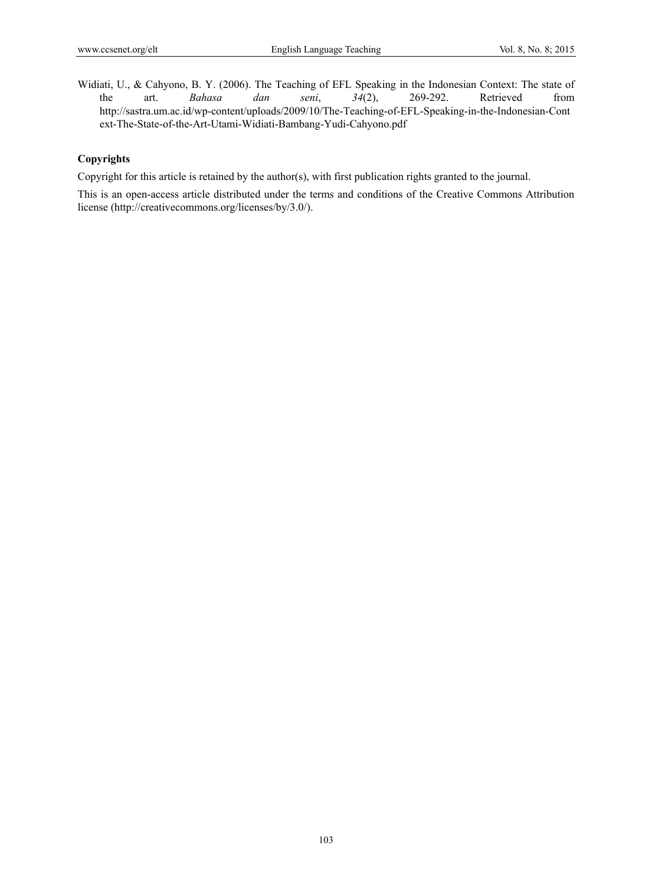Widiati, U., & Cahyono, B. Y. (2006). The Teaching of EFL Speaking in the Indonesian Context: The state of the art. *Bahasa dan seni*, *34*(2), 269-292. Retrieved from http://sastra.um.ac.id/wp-content/uploads/2009/10/The-Teaching-of-EFL-Speaking-in-the-Indonesian-Context-The-State-of-the-Art-Utami-Widiati-Bambang-Yudi-Cahyono.pdf

## Copyrights

Copyright for this article is retained by the author(s), with first publication rights granted to the journal.

This is an open-access article distributed under the terms and conditions of the Creative Commons Attribution license (http://creativecommons.org/licenses/by/3.0/).